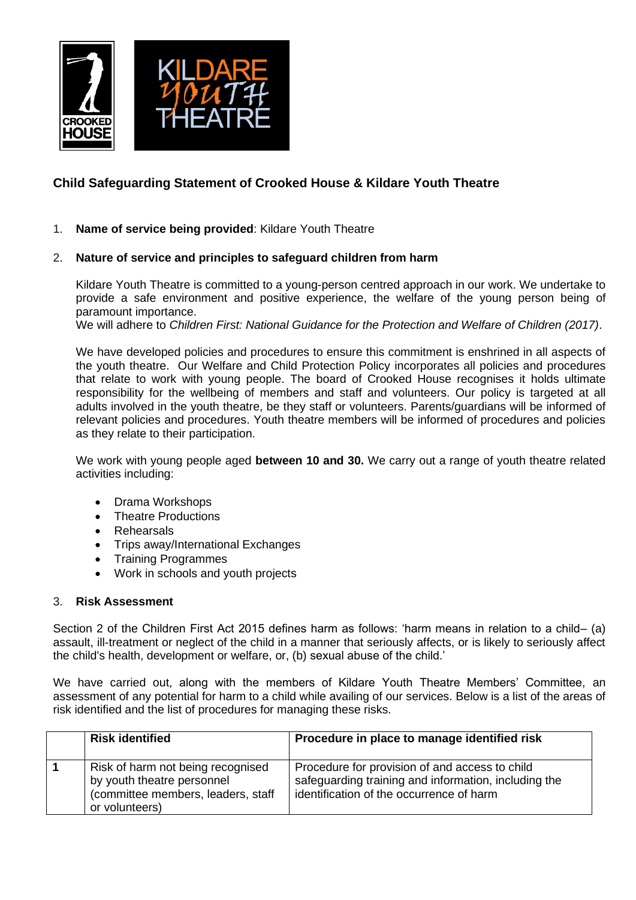## Child Safeguarding Statement of Crooked House & Kildare Youth Theatre

1. **Name of service being provided**: Kildare Youth Theatre

2. **Nature of service and principles to safeguard children from harm**

   Kildare Youth Theatre is committed to a young-person centred approach in our work. We undertake to provide a safe environment and positive experience, the welfare of the young person being of paramount importance.
   We will adhere to *Children First: National Guidance for the Protection and Welfare of Children (2017)*.

   We have developed policies and procedures to ensure this commitment is enshrined in all aspects of the youth theatre. Our Welfare and Child Protection Policy incorporates all policies and procedures that relate to work with young people. The board of Crooked House recognises it holds ultimate responsibility for the wellbeing of members and staff and volunteers. Our policy is targeted at all adults involved in the youth theatre, be they staff or volunteers. Parents/guardians will be informed of relevant policies and procedures. Youth theatre members will be informed of procedures and policies as they relate to their participation.

   We work with young people aged **between 10 and 30.** We carry out a range of youth theatre related activities including:

   - Drama Workshops
   - Theatre Productions
   - Rehearsals
   - Trips away/International Exchanges
   - Training Programmes
   - Work in schools and youth projects

3. **Risk Assessment**

Section 2 of the Children First Act 2015 defines harm as follows: 'harm means in relation to a child– (a) assault, ill-treatment or neglect of the child in a manner that seriously affects, or is likely to seriously affect the child's health, development or welfare, or, (b) sexual abuse of the child.'

We have carried out, along with the members of Kildare Youth Theatre Members' Committee, an assessment of any potential for harm to a child while availing of our services. Below is a list of the areas of risk identified and the list of procedures for managing these risks.

| | Risk identified | Procedure in place to manage identified risk |
|---|---|---|
| **1** | Risk of harm not being recognised by youth theatre personnel (committee members, leaders, staff or volunteers) | Procedure for provision of and access to child safeguarding training and information, including the identification of the occurrence of harm |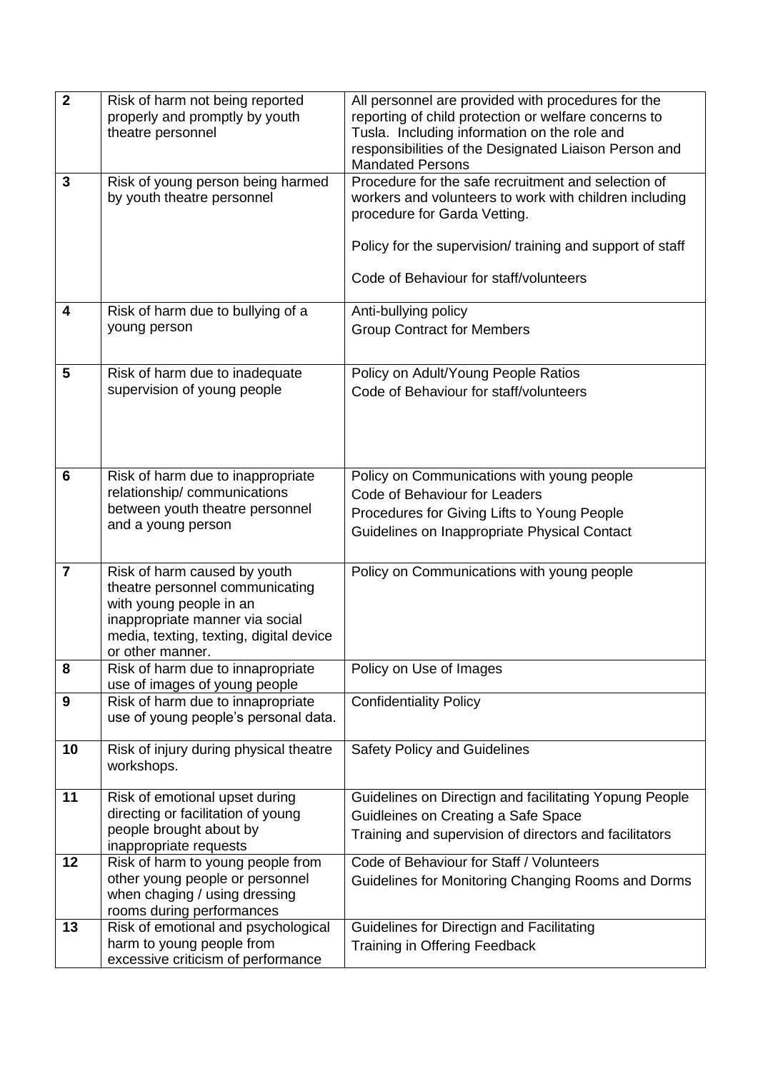| | | |
|---|---|---|
| **2** | Risk of harm not being reported properly and promptly by youth theatre personnel | All personnel are provided with procedures for the reporting of child protection or welfare concerns to Tusla. Including information on the role and responsibilities of the Designated Liaison Person and Mandated Persons |
| **3** | Risk of young person being harmed by youth theatre personnel | Procedure for the safe recruitment and selection of workers and volunteers to work with children including procedure for Garda Vetting.<br><br>Policy for the supervision/ training and support of staff<br><br>Code of Behaviour for staff/volunteers |
| **4** | Risk of harm due to bullying of a young person | Anti-bullying policy<br>Group Contract for Members |
| **5** | Risk of harm due to inadequate supervision of young people | Policy on Adult/Young People Ratios<br>Code of Behaviour for staff/volunteers |
| **6** | Risk of harm due to inappropriate relationship/ communications between youth theatre personnel and a young person | Policy on Communications with young people<br>Code of Behaviour for Leaders<br>Procedures for Giving Lifts to Young People<br>Guidelines on Inappropriate Physical Contact |
| **7** | Risk of harm caused by youth theatre personnel communicating with young people in an inappropriate manner via social media, texting, texting, digital device or other manner. | Policy on Communications with young people |
| **8** | Risk of harm due to innapropriate use of images of young people | Policy on Use of Images |
| **9** | Risk of harm due to innapropriate use of young people's personal data. | Confidentiality Policy |
| **10** | Risk of injury during physical theatre workshops. | Safety Policy and Guidelines |
| **11** | Risk of emotional upset during directing or facilitation of young people brought about by inappropriate requests | Guidelines on Directign and facilitating Yopung People<br>Guidleines on Creating a Safe Space<br>Training and supervision of directors and facilitators |
| **12** | Risk of harm to young people from other young people or personnel when chaging / using dressing rooms during performances | Code of Behaviour for Staff / Volunteers<br>Guidelines for Monitoring Changing Rooms and Dorms |
| **13** | Risk of emotional and psychological harm to young people from excessive criticism of performance | Guidelines for Directign and Facilitating<br>Training in Offering Feedback |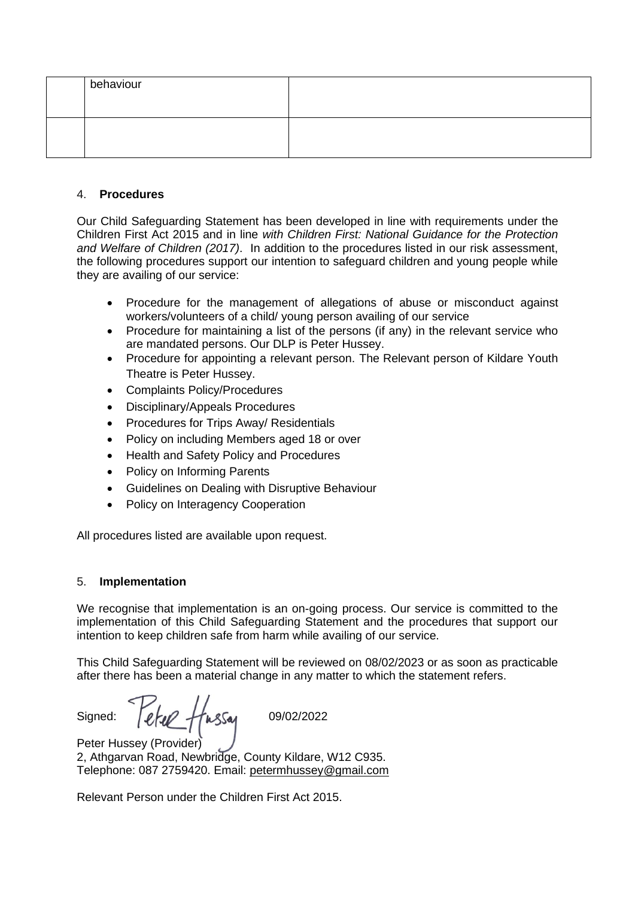| | | |
|---|---|---|
| | behaviour | |
| | | |

4. **Procedures**

Our Child Safeguarding Statement has been developed in line with requirements under the Children First Act 2015 and in line *with Children First: National Guidance for the Protection and Welfare of Children (2017)*. In addition to the procedures listed in our risk assessment, the following procedures support our intention to safeguard children and young people while they are availing of our service:

- Procedure for the management of allegations of abuse or misconduct against workers/volunteers of a child/ young person availing of our service
- Procedure for maintaining a list of the persons (if any) in the relevant service who are mandated persons. Our DLP is Peter Hussey.
- Procedure for appointing a relevant person. The Relevant person of Kildare Youth Theatre is Peter Hussey.
- Complaints Policy/Procedures
- Disciplinary/Appeals Procedures
- Procedures for Trips Away/ Residentials
- Policy on including Members aged 18 or over
- Health and Safety Policy and Procedures
- Policy on Informing Parents
- Guidelines on Dealing with Disruptive Behaviour
- Policy on Interagency Cooperation

All procedures listed are available upon request.

5. **Implementation**

We recognise that implementation is an on-going process. Our service is committed to the implementation of this Child Safeguarding Statement and the procedures that support our intention to keep children safe from harm while availing of our service.

This Child Safeguarding Statement will be reviewed on 08/02/2023 or as soon as practicable after there has been a material change in any matter to which the statement refers.

Signed: Peter Hussey 09/02/2022

Peter Hussey (Provider)
2, Athgarvan Road, Newbridge, County Kildare, W12 C935.
Telephone: 087 2759420. Email: petermhussey@gmail.com

Relevant Person under the Children First Act 2015.